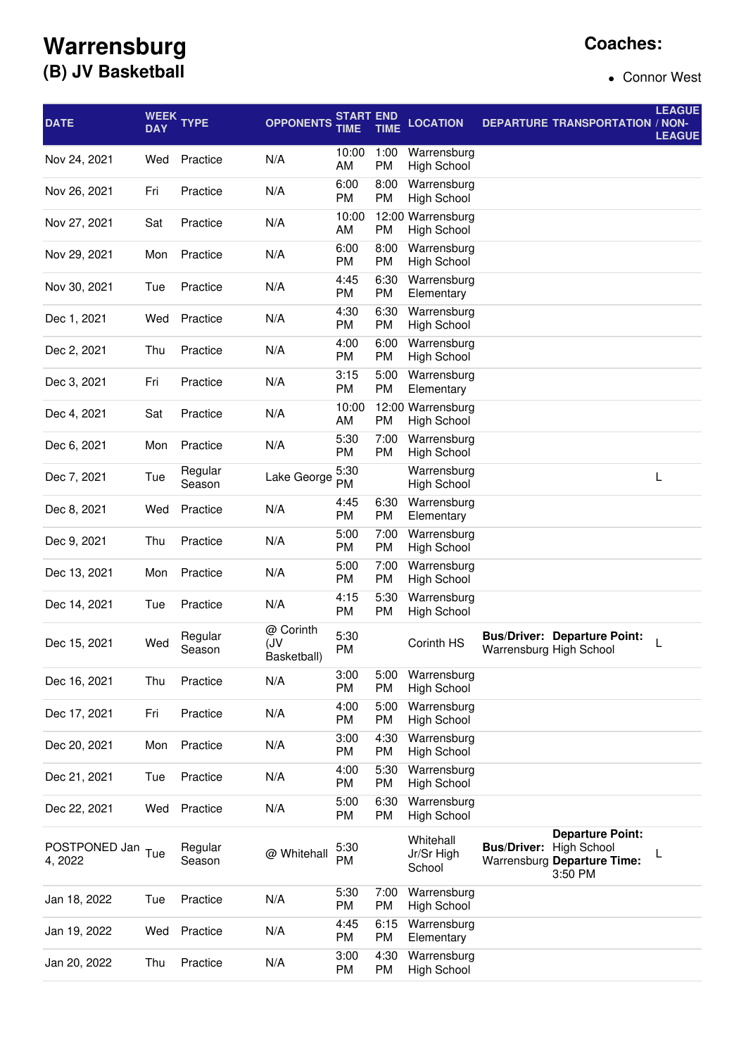# Warrensburg
## (B) JV Basketball

**Coaches:**

- Connor West

| DATE | WEEK DAY | TYPE | OPPONENTS | START TIME | END TIME | LOCATION | DEPARTURE | TRANSPORTATION | LEAGUE / NON-LEAGUE |
|---|---|---|---|---|---|---|---|---|---|
| Nov 24, 2021 | Wed | Practice | N/A | 10:00 AM | 1:00 PM | Warrensburg High School | | | |
| Nov 26, 2021 | Fri | Practice | N/A | 6:00 PM | 8:00 PM | Warrensburg High School | | | |
| Nov 27, 2021 | Sat | Practice | N/A | 10:00 AM | 12:00 PM | Warrensburg High School | | | |
| Nov 29, 2021 | Mon | Practice | N/A | 6:00 PM | 8:00 PM | Warrensburg High School | | | |
| Nov 30, 2021 | Tue | Practice | N/A | 4:45 PM | 6:30 PM | Warrensburg Elementary | | | |
| Dec 1, 2021 | Wed | Practice | N/A | 4:30 PM | 6:30 PM | Warrensburg High School | | | |
| Dec 2, 2021 | Thu | Practice | N/A | 4:00 PM | 6:00 PM | Warrensburg High School | | | |
| Dec 3, 2021 | Fri | Practice | N/A | 3:15 PM | 5:00 PM | Warrensburg Elementary | | | |
| Dec 4, 2021 | Sat | Practice | N/A | 10:00 AM | 12:00 PM | Warrensburg High School | | | |
| Dec 6, 2021 | Mon | Practice | N/A | 5:30 PM | 7:00 PM | Warrensburg High School | | | |
| Dec 7, 2021 | Tue | Regular Season | Lake George | 5:30 PM | | Warrensburg High School | | | L |
| Dec 8, 2021 | Wed | Practice | N/A | 4:45 PM | 6:30 PM | Warrensburg Elementary | | | |
| Dec 9, 2021 | Thu | Practice | N/A | 5:00 PM | 7:00 PM | Warrensburg High School | | | |
| Dec 13, 2021 | Mon | Practice | N/A | 5:00 PM | 7:00 PM | Warrensburg High School | | | |
| Dec 14, 2021 | Tue | Practice | N/A | 4:15 PM | 5:30 PM | Warrensburg High School | | | |
| Dec 15, 2021 | Wed | Regular Season | @ Corinth (JV Basketball) | 5:30 PM | | Corinth HS | **Bus/Driver:** Warrensburg | **Departure Point:** High School | L |
| Dec 16, 2021 | Thu | Practice | N/A | 3:00 PM | 5:00 PM | Warrensburg High School | | | |
| Dec 17, 2021 | Fri | Practice | N/A | 4:00 PM | 5:00 PM | Warrensburg High School | | | |
| Dec 20, 2021 | Mon | Practice | N/A | 3:00 PM | 4:30 PM | Warrensburg High School | | | |
| Dec 21, 2021 | Tue | Practice | N/A | 4:00 PM | 5:30 PM | Warrensburg High School | | | |
| Dec 22, 2021 | Wed | Practice | N/A | 5:00 PM | 6:30 PM | Warrensburg High School | | | |
| POSTPONED Jan 4, 2022 | Tue | Regular Season | @ Whitehall | 5:30 PM | | Whitehall Jr/Sr High School | **Bus/Driver:** Warrensburg | **Departure Point:** High School **Departure Time:** 3:50 PM | L |
| Jan 18, 2022 | Tue | Practice | N/A | 5:30 PM | 7:00 PM | Warrensburg High School | | | |
| Jan 19, 2022 | Wed | Practice | N/A | 4:45 PM | 6:15 PM | Warrensburg Elementary | | | |
| Jan 20, 2022 | Thu | Practice | N/A | 3:00 PM | 4:30 PM | Warrensburg High School | | | |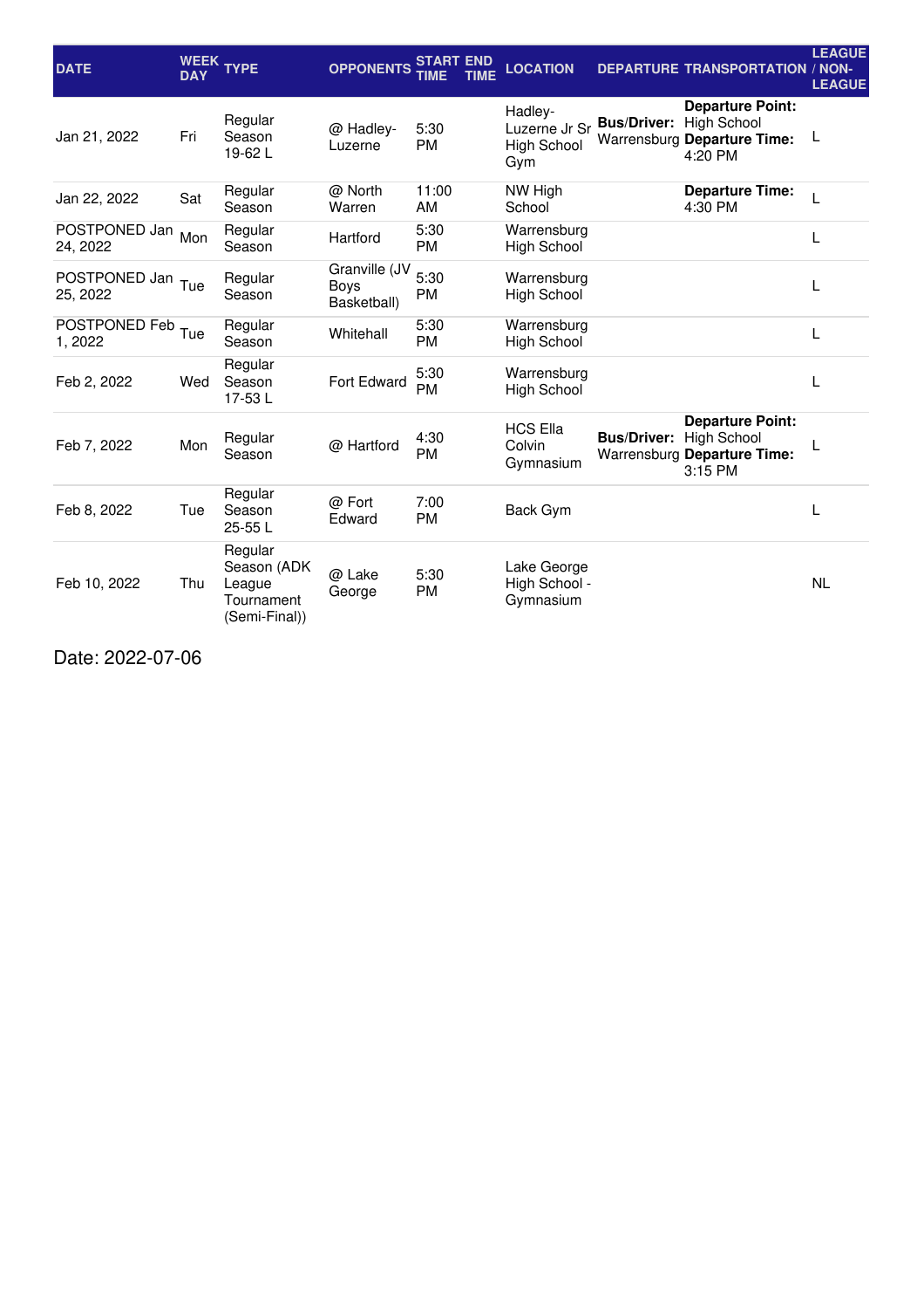| DATE | WEEK DAY | TYPE | OPPONENTS | START TIME | END TIME | LOCATION | DEPARTURE | TRANSPORTATION | LEAGUE / NON-LEAGUE |
|---|---|---|---|---|---|---|---|---|---|
| Jan 21, 2022 | Fri | Regular Season 19-62 L | @ Hadley-Luzerne | 5:30 PM | | Hadley-Luzerne Jr Sr High School Gym | **Bus/Driver:** Warrensburg | **Departure Point:** High School **Departure Time:** 4:20 PM | L |
| Jan 22, 2022 | Sat | Regular Season | @ North Warren | 11:00 AM | | NW High School | | **Departure Time:** 4:30 PM | L |
| POSTPONED Jan 24, 2022 | Mon | Regular Season | Hartford | 5:30 PM | | Warrensburg High School | | | L |
| POSTPONED Jan 25, 2022 | Tue | Regular Season | Granville (JV Boys Basketball) | 5:30 PM | | Warrensburg High School | | | L |
| POSTPONED Feb 1, 2022 | Tue | Regular Season | Whitehall | 5:30 PM | | Warrensburg High School | | | L |
| Feb 2, 2022 | Wed | Regular Season 17-53 L | Fort Edward | 5:30 PM | | Warrensburg High School | | | L |
| Feb 7, 2022 | Mon | Regular Season | @ Hartford | 4:30 PM | | HCS Ella Colvin Gymnasium | **Bus/Driver:** Warrensburg | **Departure Point:** High School **Departure Time:** 3:15 PM | L |
| Feb 8, 2022 | Tue | Regular Season 25-55 L | @ Fort Edward | 7:00 PM | | Back Gym | | | L |
| Feb 10, 2022 | Thu | Regular Season (ADK League Tournament (Semi-Final)) | @ Lake George | 5:30 PM | | Lake George High School - Gymnasium | | | NL |

Date: 2022-07-06